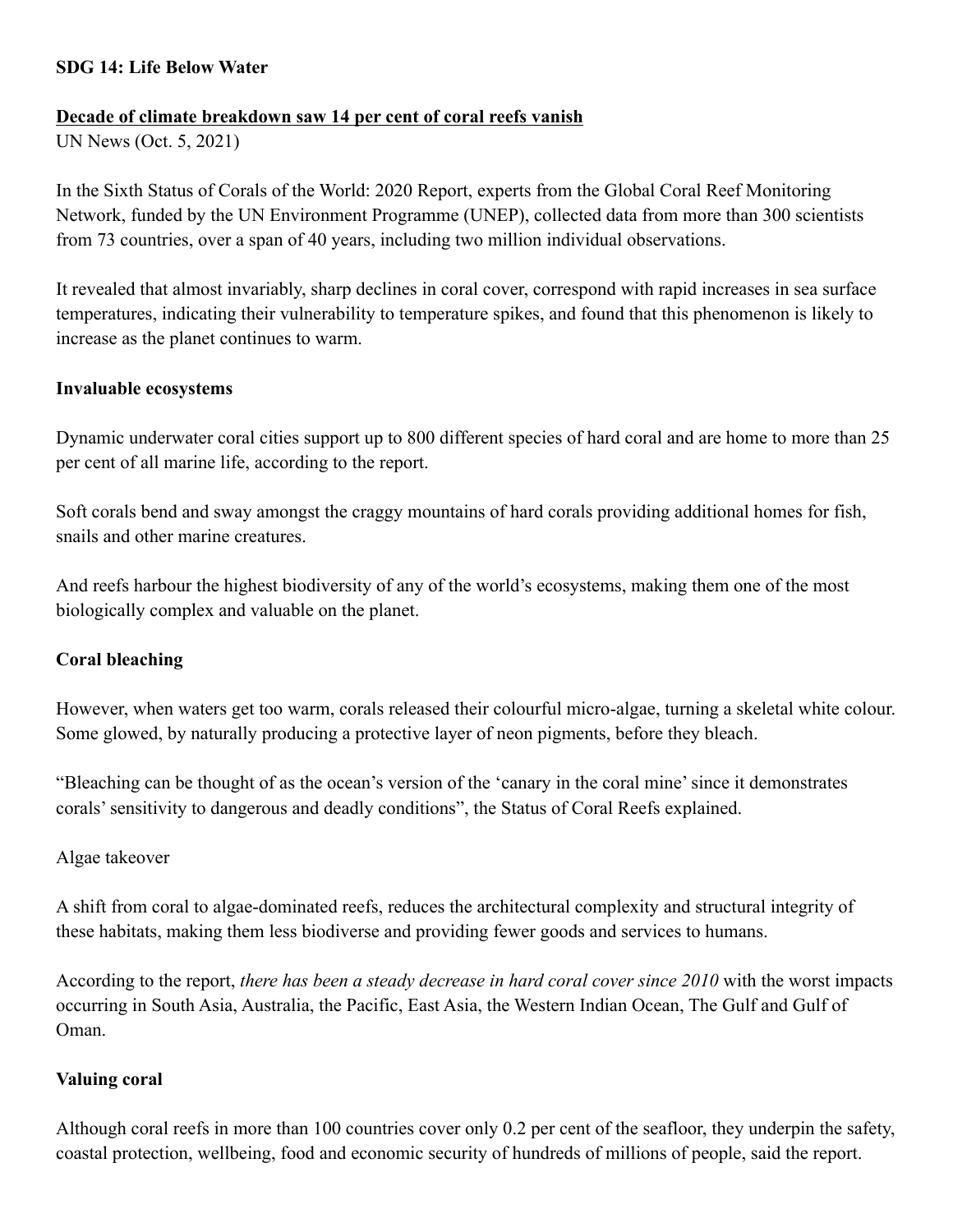**SDG 14: Life Below Water**

**Decade of climate breakdown saw 14 per cent of coral reefs vanish**

UN News (Oct. 5, 2021)

In the Sixth Status of Corals of the World: 2020 Report, experts from the Global Coral Reef Monitoring Network, funded by the UN Environment Programme (UNEP), collected data from more than 300 scientists from 73 countries, over a span of 40 years, including two million individual observations.

It revealed that almost invariably, sharp declines in coral cover, correspond with rapid increases in sea surface temperatures, indicating their vulnerability to temperature spikes, and found that this phenomenon is likely to increase as the planet continues to warm.

**Invaluable ecosystems**

Dynamic underwater coral cities support up to 800 different species of hard coral and are home to more than 25 per cent of all marine life, according to the report.

Soft corals bend and sway amongst the craggy mountains of hard corals providing additional homes for fish, snails and other marine creatures.

And reefs harbour the highest biodiversity of any of the world's ecosystems, making them one of the most biologically complex and valuable on the planet.

**Coral bleaching**

However, when waters get too warm, corals released their colourful micro-algae, turning a skeletal white colour. Some glowed, by naturally producing a protective layer of neon pigments, before they bleach.

"Bleaching can be thought of as the ocean's version of the 'canary in the coral mine' since it demonstrates corals' sensitivity to dangerous and deadly conditions", the Status of Coral Reefs explained.

Algae takeover

A shift from coral to algae-dominated reefs, reduces the architectural complexity and structural integrity of these habitats, making them less biodiverse and providing fewer goods and services to humans.

According to the report, *there has been a steady decrease in hard coral cover since 2010* with the worst impacts occurring in South Asia, Australia, the Pacific, East Asia, the Western Indian Ocean, The Gulf and Gulf of Oman.

**Valuing coral**

Although coral reefs in more than 100 countries cover only 0.2 per cent of the seafloor, they underpin the safety, coastal protection, wellbeing, food and economic security of hundreds of millions of people, said the report.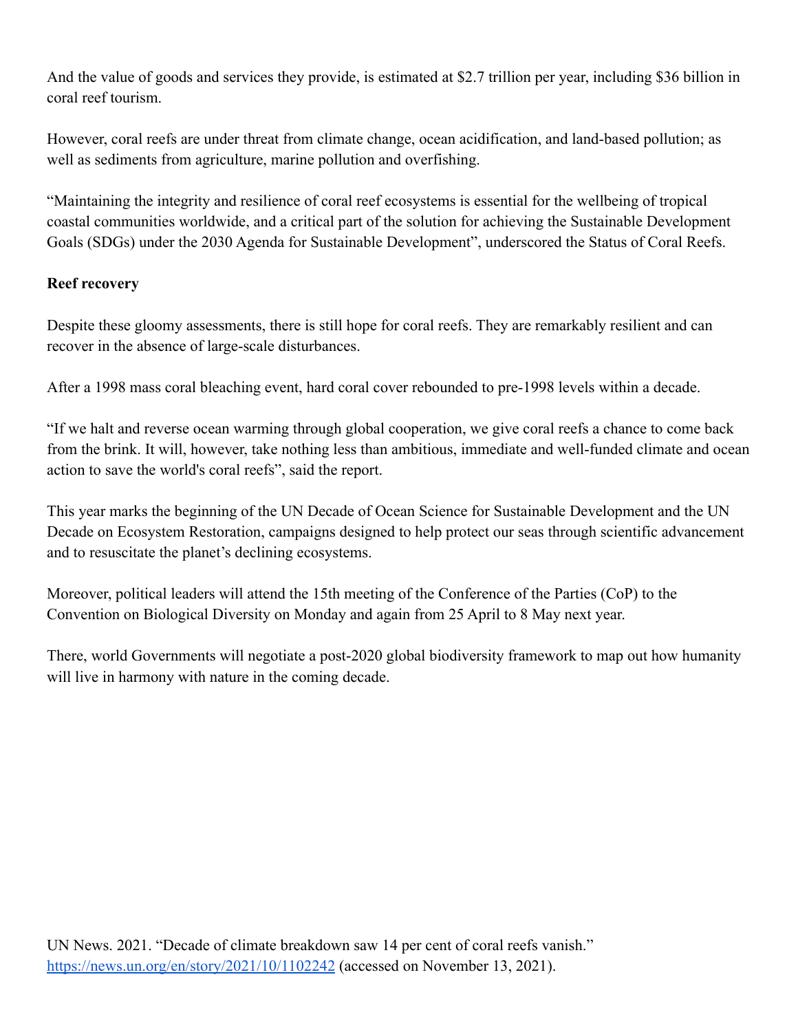And the value of goods and services they provide, is estimated at $2.7 trillion per year, including $36 billion in coral reef tourism.

However, coral reefs are under threat from climate change, ocean acidification, and land-based pollution; as well as sediments from agriculture, marine pollution and overfishing.

"Maintaining the integrity and resilience of coral reef ecosystems is essential for the wellbeing of tropical coastal communities worldwide, and a critical part of the solution for achieving the Sustainable Development Goals (SDGs) under the 2030 Agenda for Sustainable Development", underscored the Status of Coral Reefs.

**Reef recovery**

Despite these gloomy assessments, there is still hope for coral reefs. They are remarkably resilient and can recover in the absence of large-scale disturbances.

After a 1998 mass coral bleaching event, hard coral cover rebounded to pre-1998 levels within a decade.

"If we halt and reverse ocean warming through global cooperation, we give coral reefs a chance to come back from the brink. It will, however, take nothing less than ambitious, immediate and well-funded climate and ocean action to save the world's coral reefs", said the report.

This year marks the beginning of the UN Decade of Ocean Science for Sustainable Development and the UN Decade on Ecosystem Restoration, campaigns designed to help protect our seas through scientific advancement and to resuscitate the planet's declining ecosystems.

Moreover, political leaders will attend the 15th meeting of the Conference of the Parties (CoP) to the Convention on Biological Diversity on Monday and again from 25 April to 8 May next year.

There, world Governments will negotiate a post-2020 global biodiversity framework to map out how humanity will live in harmony with nature in the coming decade.

UN News. 2021. "Decade of climate breakdown saw 14 per cent of coral reefs vanish." https://news.un.org/en/story/2021/10/1102242 (accessed on November 13, 2021).